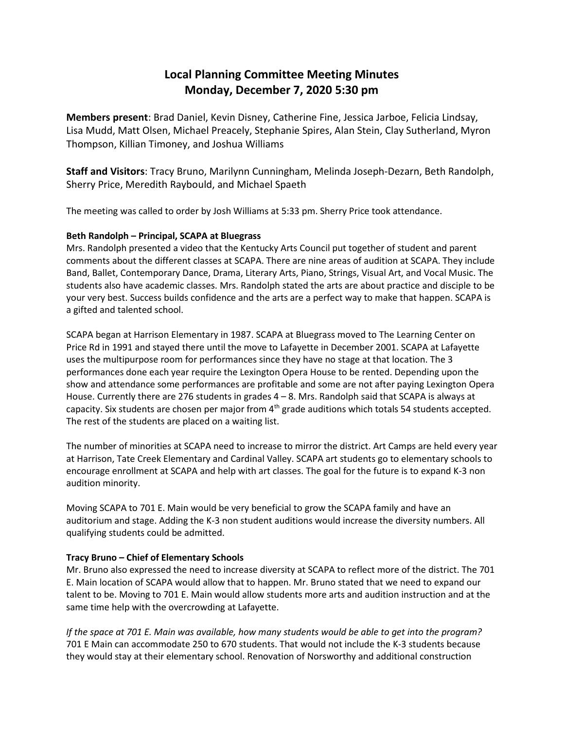# Local Planning Committee Meeting Minutes
# Monday, December 7, 2020 5:30 pm

**Members present**: Brad Daniel, Kevin Disney, Catherine Fine, Jessica Jarboe, Felicia Lindsay, Lisa Mudd, Matt Olsen, Michael Preacely, Stephanie Spires, Alan Stein, Clay Sutherland, Myron Thompson, Killian Timoney, and Joshua Williams

**Staff and Visitors**: Tracy Bruno, Marilynn Cunningham, Melinda Joseph-Dezarn, Beth Randolph, Sherry Price, Meredith Raybould, and Michael Spaeth

The meeting was called to order by Josh Williams at 5:33 pm. Sherry Price took attendance.

**Beth Randolph – Principal, SCAPA at Bluegrass**

Mrs. Randolph presented a video that the Kentucky Arts Council put together of student and parent comments about the different classes at SCAPA. There are nine areas of audition at SCAPA. They include Band, Ballet, Contemporary Dance, Drama, Literary Arts, Piano, Strings, Visual Art, and Vocal Music. The students also have academic classes. Mrs. Randolph stated the arts are about practice and disciple to be your very best. Success builds confidence and the arts are a perfect way to make that happen. SCAPA is a gifted and talented school.

SCAPA began at Harrison Elementary in 1987. SCAPA at Bluegrass moved to The Learning Center on Price Rd in 1991 and stayed there until the move to Lafayette in December 2001. SCAPA at Lafayette uses the multipurpose room for performances since they have no stage at that location. The 3 performances done each year require the Lexington Opera House to be rented. Depending upon the show and attendance some performances are profitable and some are not after paying Lexington Opera House. Currently there are 276 students in grades 4 – 8. Mrs. Randolph said that SCAPA is always at capacity. Six students are chosen per major from 4th grade auditions which totals 54 students accepted. The rest of the students are placed on a waiting list.

The number of minorities at SCAPA need to increase to mirror the district. Art Camps are held every year at Harrison, Tate Creek Elementary and Cardinal Valley. SCAPA art students go to elementary schools to encourage enrollment at SCAPA and help with art classes. The goal for the future is to expand K-3 non audition minority.

Moving SCAPA to 701 E. Main would be very beneficial to grow the SCAPA family and have an auditorium and stage. Adding the K-3 non student auditions would increase the diversity numbers. All qualifying students could be admitted.

**Tracy Bruno – Chief of Elementary Schools**

Mr. Bruno also expressed the need to increase diversity at SCAPA to reflect more of the district. The 701 E. Main location of SCAPA would allow that to happen. Mr. Bruno stated that we need to expand our talent to be. Moving to 701 E. Main would allow students more arts and audition instruction and at the same time help with the overcrowding at Lafayette.

*If the space at 701 E. Main was available, how many students would be able to get into the program?*
701 E Main can accommodate 250 to 670 students. That would not include the K-3 students because they would stay at their elementary school. Renovation of Norsworthy and additional construction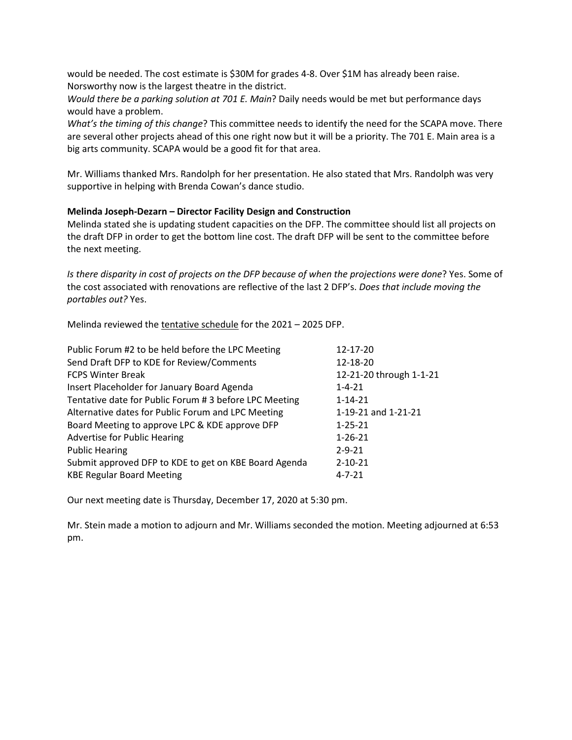would be needed. The cost estimate is $30M for grades 4-8. Over $1M has already been raise. Norsworthy now is the largest theatre in the district.

*Would there be a parking solution at 701 E. Main*? Daily needs would be met but performance days would have a problem.

*What's the timing of this change*? This committee needs to identify the need for the SCAPA move. There are several other projects ahead of this one right now but it will be a priority. The 701 E. Main area is a big arts community. SCAPA would be a good fit for that area.

Mr. Williams thanked Mrs. Randolph for her presentation. He also stated that Mrs. Randolph was very supportive in helping with Brenda Cowan's dance studio.

**Melinda Joseph-Dezarn – Director Facility Design and Construction**

Melinda stated she is updating student capacities on the DFP. The committee should list all projects on the draft DFP in order to get the bottom line cost. The draft DFP will be sent to the committee before the next meeting.

*Is there disparity in cost of projects on the DFP because of when the projections were done*? Yes. Some of the cost associated with renovations are reflective of the last 2 DFP's. *Does that include moving the portables out?* Yes.

Melinda reviewed the tentative schedule for the 2021 – 2025 DFP.

| | |
|---|---|
| Public Forum #2 to be held before the LPC Meeting | 12-17-20 |
| Send Draft DFP to KDE for Review/Comments | 12-18-20 |
| FCPS Winter Break | 12-21-20 through 1-1-21 |
| Insert Placeholder for January Board Agenda | 1-4-21 |
| Tentative date for Public Forum # 3 before LPC Meeting | 1-14-21 |
| Alternative dates for Public Forum and LPC Meeting | 1-19-21 and 1-21-21 |
| Board Meeting to approve LPC & KDE approve DFP | 1-25-21 |
| Advertise for Public Hearing | 1-26-21 |
| Public Hearing | 2-9-21 |
| Submit approved DFP to KDE to get on KBE Board Agenda | 2-10-21 |
| KBE Regular Board Meeting | 4-7-21 |

Our next meeting date is Thursday, December 17, 2020 at 5:30 pm.

Mr. Stein made a motion to adjourn and Mr. Williams seconded the motion. Meeting adjourned at 6:53 pm.